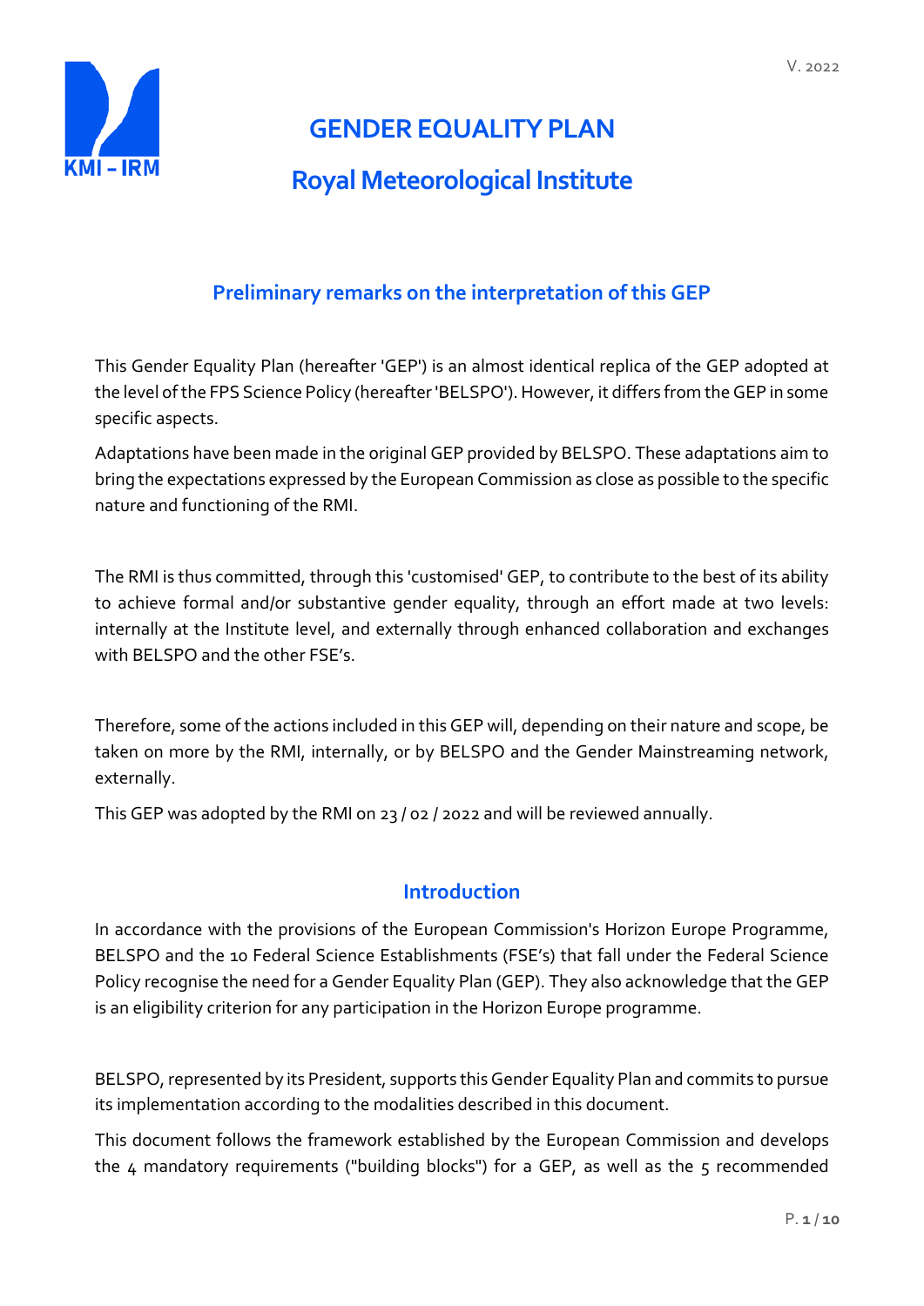V. 2022

# GENDER EQUALITY PLAN

## Royal Meteorological Institute

### Preliminary remarks on the interpretation of this GEP

This Gender Equality Plan (hereafter 'GEP') is an almost identical replica of the GEP adopted at the level of the FPS Science Policy (hereafter 'BELSPO'). However, it differs from the GEP in some specific aspects.

Adaptations have been made in the original GEP provided by BELSPO. These adaptations aim to bring the expectations expressed by the European Commission as close as possible to the specific nature and functioning of the RMI.

The RMI is thus committed, through this 'customised' GEP, to contribute to the best of its ability to achieve formal and/or substantive gender equality, through an effort made at two levels: internally at the Institute level, and externally through enhanced collaboration and exchanges with BELSPO and the other FSE's.

Therefore, some of the actions included in this GEP will, depending on their nature and scope, be taken on more by the RMI, internally, or by BELSPO and the Gender Mainstreaming network, externally.

This GEP was adopted by the RMI on 23 / 02 / 2022 and will be reviewed annually.

### Introduction

In accordance with the provisions of the European Commission's Horizon Europe Programme, BELSPO and the 10 Federal Science Establishments (FSE's) that fall under the Federal Science Policy recognise the need for a Gender Equality Plan (GEP). They also acknowledge that the GEP is an eligibility criterion for any participation in the Horizon Europe programme.

BELSPO, represented by its President, supports this Gender Equality Plan and commits to pursue its implementation according to the modalities described in this document.

This document follows the framework established by the European Commission and develops the 4 mandatory requirements ("building blocks") for a GEP, as well as the 5 recommended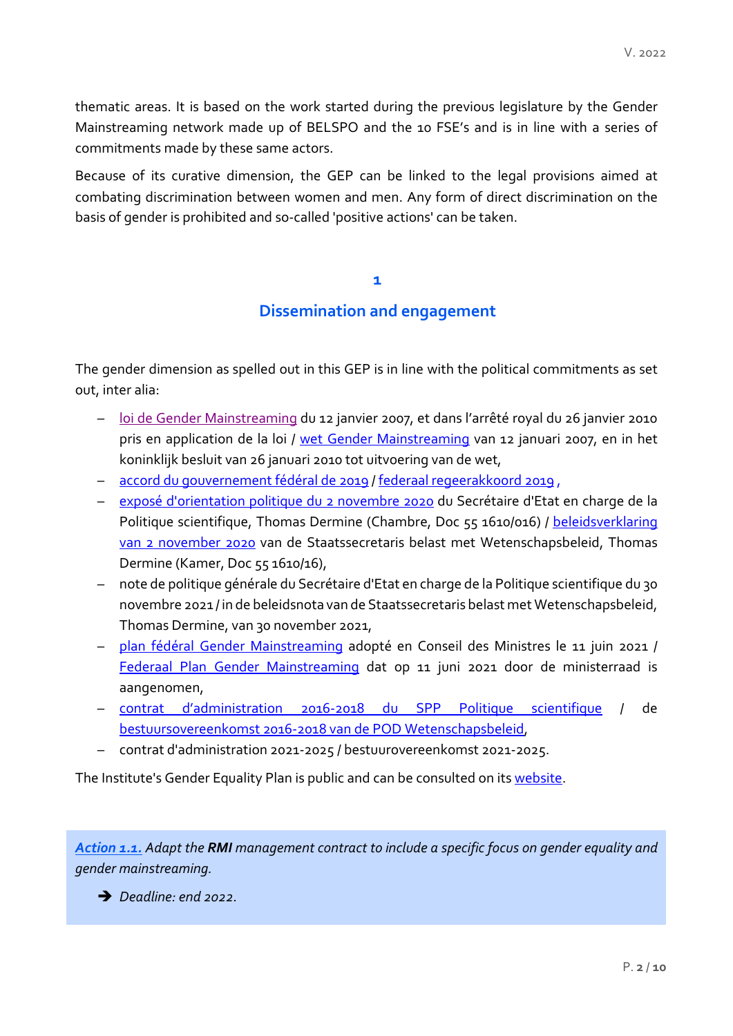thematic areas. It is based on the work started during the previous legislature by the Gender Mainstreaming network made up of BELSPO and the 10 FSE's and is in line with a series of commitments made by these same actors.

Because of its curative dimension, the GEP can be linked to the legal provisions aimed at combating discrimination between women and men. Any form of direct discrimination on the basis of gender is prohibited and so-called 'positive actions' can be taken.

## 1

## Dissemination and engagement

The gender dimension as spelled out in this GEP is in line with the political commitments as set out, inter alia:

- loi de Gender Mainstreaming du 12 janvier 2007, et dans l'arrêté royal du 26 janvier 2010 pris en application de la loi / wet Gender Mainstreaming van 12 januari 2007, en in het koninklijk besluit van 26 januari 2010 tot uitvoering van de wet,
- accord du gouvernement fédéral de 2019 / federaal regeerakkoord 2019 ,
- exposé d'orientation politique du 2 novembre 2020 du Secrétaire d'Etat en charge de la Politique scientifique, Thomas Dermine (Chambre, Doc 55 1610/016) / beleidsverklaring van 2 november 2020 van de Staatssecretaris belast met Wetenschapsbeleid, Thomas Dermine (Kamer, Doc 55 1610/16),
- note de politique générale du Secrétaire d'Etat en charge de la Politique scientifique du 30 novembre 2021 / in de beleidsnota van de Staatssecretaris belast met Wetenschapsbeleid, Thomas Dermine, van 30 november 2021,
- plan fédéral Gender Mainstreaming adopté en Conseil des Ministres le 11 juin 2021 / Federaal Plan Gender Mainstreaming dat op 11 juni 2021 door de ministerraad is aangenomen,
- contrat d'administration 2016-2018 du SPP Politique scientifique / de bestuursovereenkomst 2016-2018 van de POD Wetenschapsbeleid,
- contrat d'administration 2021-2025 / bestuurovereenkomst 2021-2025.

The Institute's Gender Equality Plan is public and can be consulted on its website.

***Action 1.1.*** *Adapt the **RMI** management contract to include a specific focus on gender equality and gender mainstreaming.*

➔ *Deadline: end 2022.*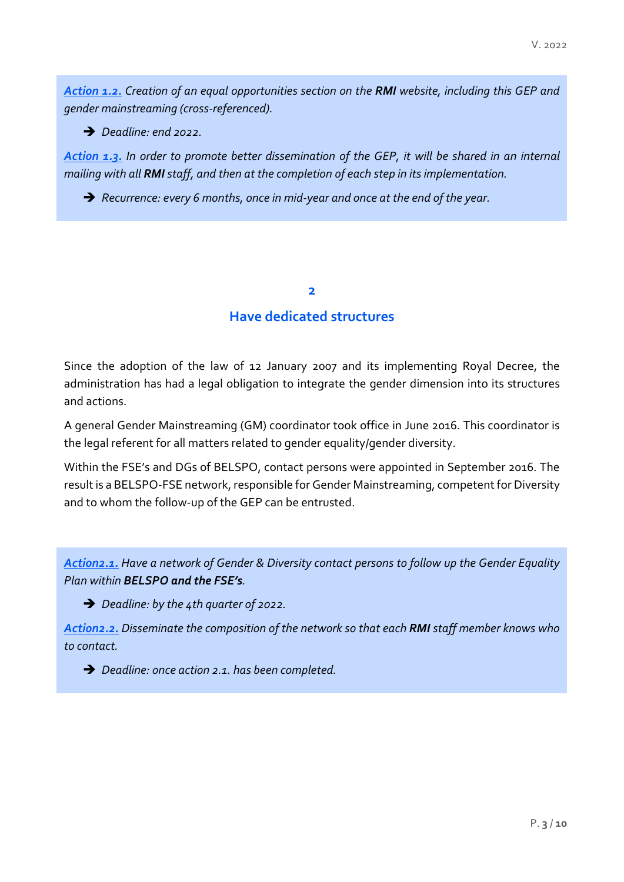***Action 1.2.*** *Creation of an equal opportunities section on the* ***RMI*** *website, including this GEP and gender mainstreaming (cross-referenced).*

- ➔ *Deadline: end 2022.*

***Action 1.3.*** *In order to promote better dissemination of the GEP, it will be shared in an internal mailing with all* ***RMI*** *staff, and then at the completion of each step in its implementation.*

- ➔ *Recurrence: every 6 months, once in mid-year and once at the end of the year.*

## 2

## Have dedicated structures

Since the adoption of the law of 12 January 2007 and its implementing Royal Decree, the administration has had a legal obligation to integrate the gender dimension into its structures and actions.

A general Gender Mainstreaming (GM) coordinator took office in June 2016. This coordinator is the legal referent for all matters related to gender equality/gender diversity.

Within the FSE's and DGs of BELSPO, contact persons were appointed in September 2016. The result is a BELSPO-FSE network, responsible for Gender Mainstreaming, competent for Diversity and to whom the follow-up of the GEP can be entrusted.

***Action2.1.*** *Have a network of Gender & Diversity contact persons to follow up the Gender Equality Plan within* ***BELSPO and the FSE's****.*

- ➔ *Deadline: by the 4th quarter of 2022.*

***Action2.2.*** *Disseminate the composition of the network so that each* ***RMI*** *staff member knows who to contact.*

- ➔ *Deadline: once action 2.1. has been completed.*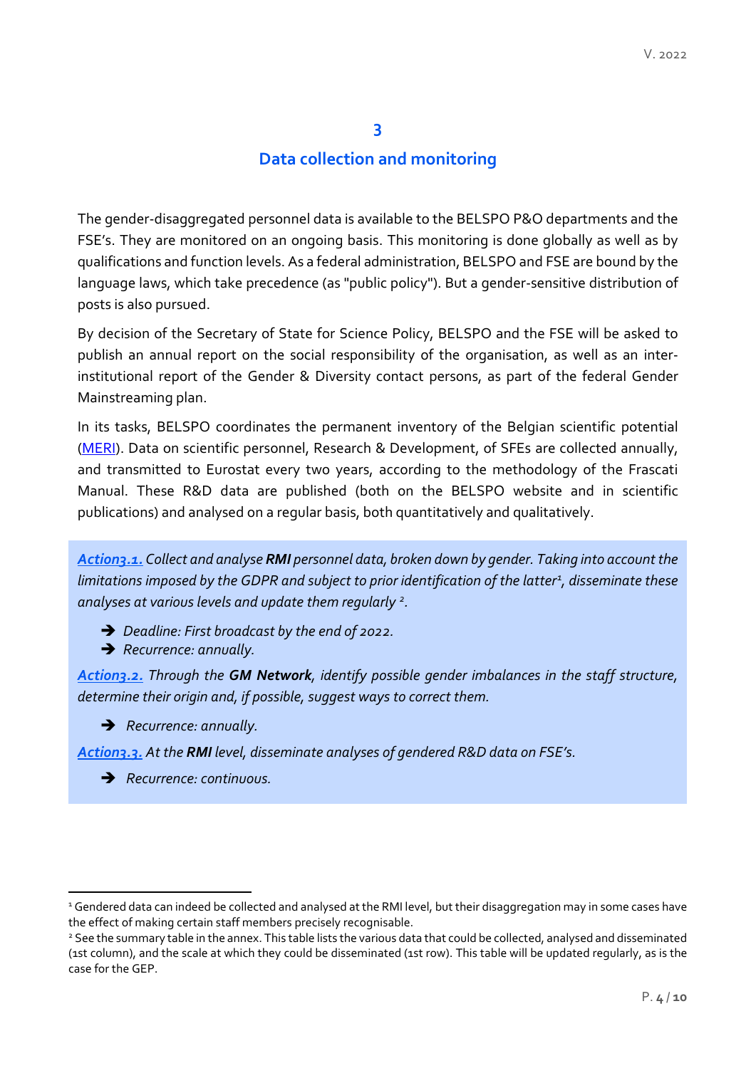# 3

## Data collection and monitoring

The gender-disaggregated personnel data is available to the BELSPO P&O departments and the FSE's. They are monitored on an ongoing basis. This monitoring is done globally as well as by qualifications and function levels. As a federal administration, BELSPO and FSE are bound by the language laws, which take precedence (as "public policy"). But a gender-sensitive distribution of posts is also pursued.

By decision of the Secretary of State for Science Policy, BELSPO and the FSE will be asked to publish an annual report on the social responsibility of the organisation, as well as an inter-institutional report of the Gender & Diversity contact persons, as part of the federal Gender Mainstreaming plan.

In its tasks, BELSPO coordinates the permanent inventory of the Belgian scientific potential (MERI). Data on scientific personnel, Research & Development, of SFEs are collected annually, and transmitted to Eurostat every two years, according to the methodology of the Frascati Manual. These R&D data are published (both on the BELSPO website and in scientific publications) and analysed on a regular basis, both quantitatively and qualitatively.

***Action3.1.*** *Collect and analyse **RMI** personnel data, broken down by gender. Taking into account the limitations imposed by the GDPR and subject to prior identification of the latter[1], disseminate these analyses at various levels and update them regularly [2].*

- *Deadline: First broadcast by the end of 2022.*
- *Recurrence: annually.*

***Action3.2.*** *Through the **GM Network**, identify possible gender imbalances in the staff structure, determine their origin and, if possible, suggest ways to correct them.*

- *Recurrence: annually.*

***Action3.3.*** *At the **RMI** level, disseminate analyses of gendered R&D data on FSE's.*

- *Recurrence: continuous.*

---

[1] Gendered data can indeed be collected and analysed at the RMI level, but their disaggregation may in some cases have the effect of making certain staff members precisely recognisable.

[2] See the summary table in the annex. This table lists the various data that could be collected, analysed and disseminated (1st column), and the scale at which they could be disseminated (1st row). This table will be updated regularly, as is the case for the GEP.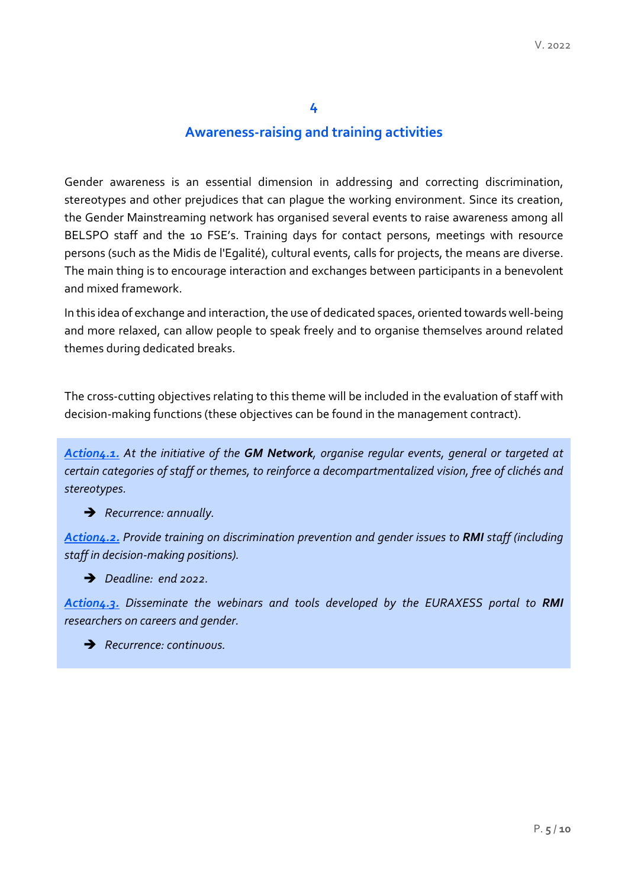# 4

## Awareness-raising and training activities

Gender awareness is an essential dimension in addressing and correcting discrimination, stereotypes and other prejudices that can plague the working environment. Since its creation, the Gender Mainstreaming network has organised several events to raise awareness among all BELSPO staff and the 10 FSE's. Training days for contact persons, meetings with resource persons (such as the Midis de l'Egalité), cultural events, calls for projects, the means are diverse. The main thing is to encourage interaction and exchanges between participants in a benevolent and mixed framework.

In this idea of exchange and interaction, the use of dedicated spaces, oriented towards well-being and more relaxed, can allow people to speak freely and to organise themselves around related themes during dedicated breaks.

The cross-cutting objectives relating to this theme will be included in the evaluation of staff with decision-making functions (these objectives can be found in the management contract).

***Action4.1.*** *At the initiative of the **GM Network**, organise regular events, general or targeted at certain categories of staff or themes, to reinforce a decompartmentalized vision, free of clichés and stereotypes.*

- *Recurrence: annually.*

***Action4.2.*** *Provide training on discrimination prevention and gender issues to **RMI** staff (including staff in decision-making positions).*

- *Deadline: end 2022.*

***Action4.3.*** *Disseminate the webinars and tools developed by the EURAXESS portal to **RMI** researchers on careers and gender.*

- *Recurrence: continuous.*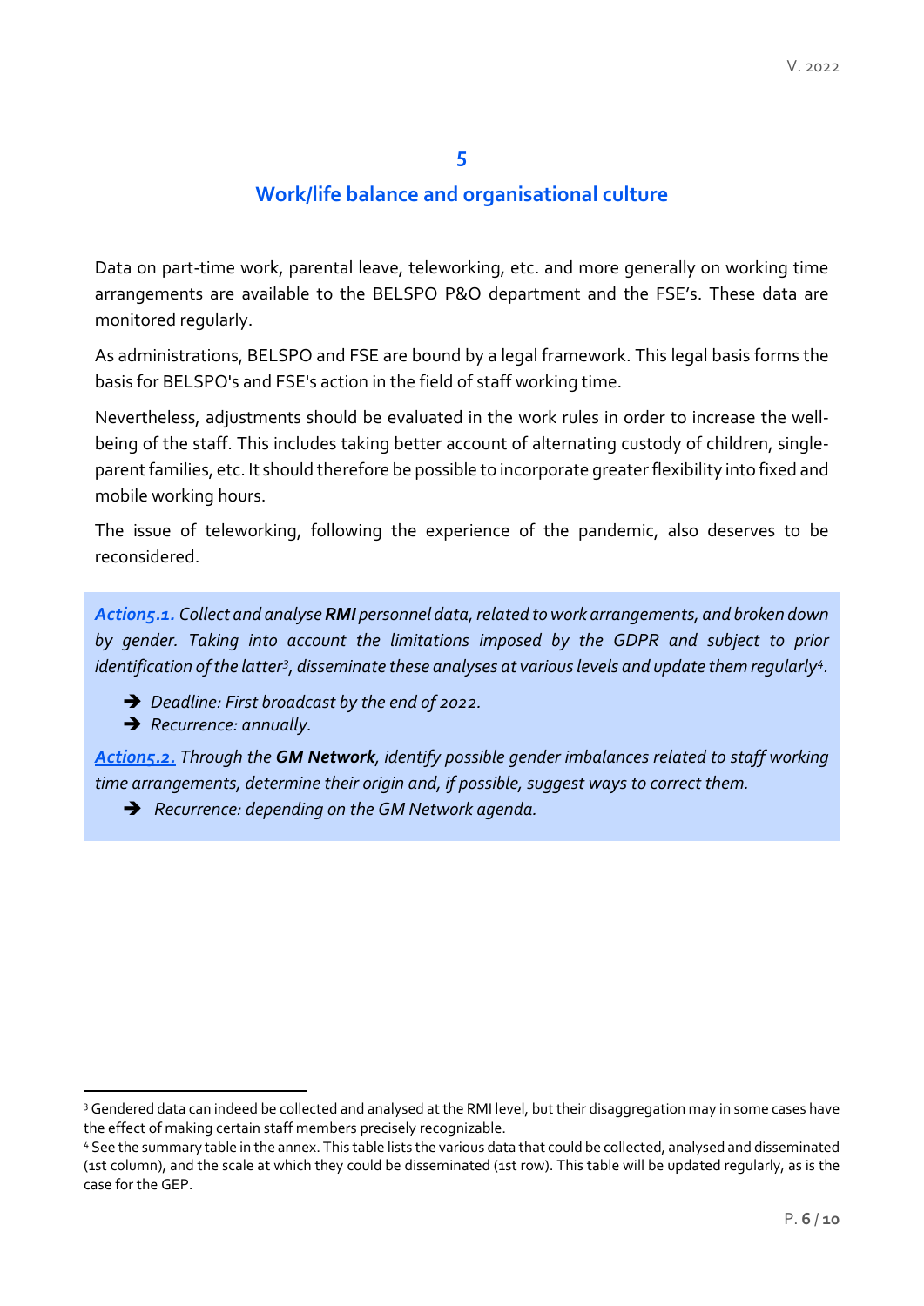## 5

## Work/life balance and organisational culture

Data on part-time work, parental leave, teleworking, etc. and more generally on working time arrangements are available to the BELSPO P&O department and the FSE's. These data are monitored regularly.

As administrations, BELSPO and FSE are bound by a legal framework. This legal basis forms the basis for BELSPO's and FSE's action in the field of staff working time.

Nevertheless, adjustments should be evaluated in the work rules in order to increase the well-being of the staff. This includes taking better account of alternating custody of children, single-parent families, etc. It should therefore be possible to incorporate greater flexibility into fixed and mobile working hours.

The issue of teleworking, following the experience of the pandemic, also deserves to be reconsidered.

***Action5.1.*** *Collect and analyse* ***RMI*** *personnel data, related to work arrangements, and broken down by gender. Taking into account the limitations imposed by the GDPR and subject to prior identification of the latter*[3]*, disseminate these analyses at various levels and update them regularly*[4]*.*

- ➔ *Deadline: First broadcast by the end of 2022.*
- ➔ *Recurrence: annually.*

***Action5.2.*** *Through the* ***GM Network****, identify possible gender imbalances related to staff working time arrangements, determine their origin and, if possible, suggest ways to correct them.*

- ➔ *Recurrence: depending on the GM Network agenda.*

---

[3] Gendered data can indeed be collected and analysed at the RMI level, but their disaggregation may in some cases have the effect of making certain staff members precisely recognizable.

[4] See the summary table in the annex. This table lists the various data that could be collected, analysed and disseminated (1st column), and the scale at which they could be disseminated (1st row). This table will be updated regularly, as is the case for the GEP.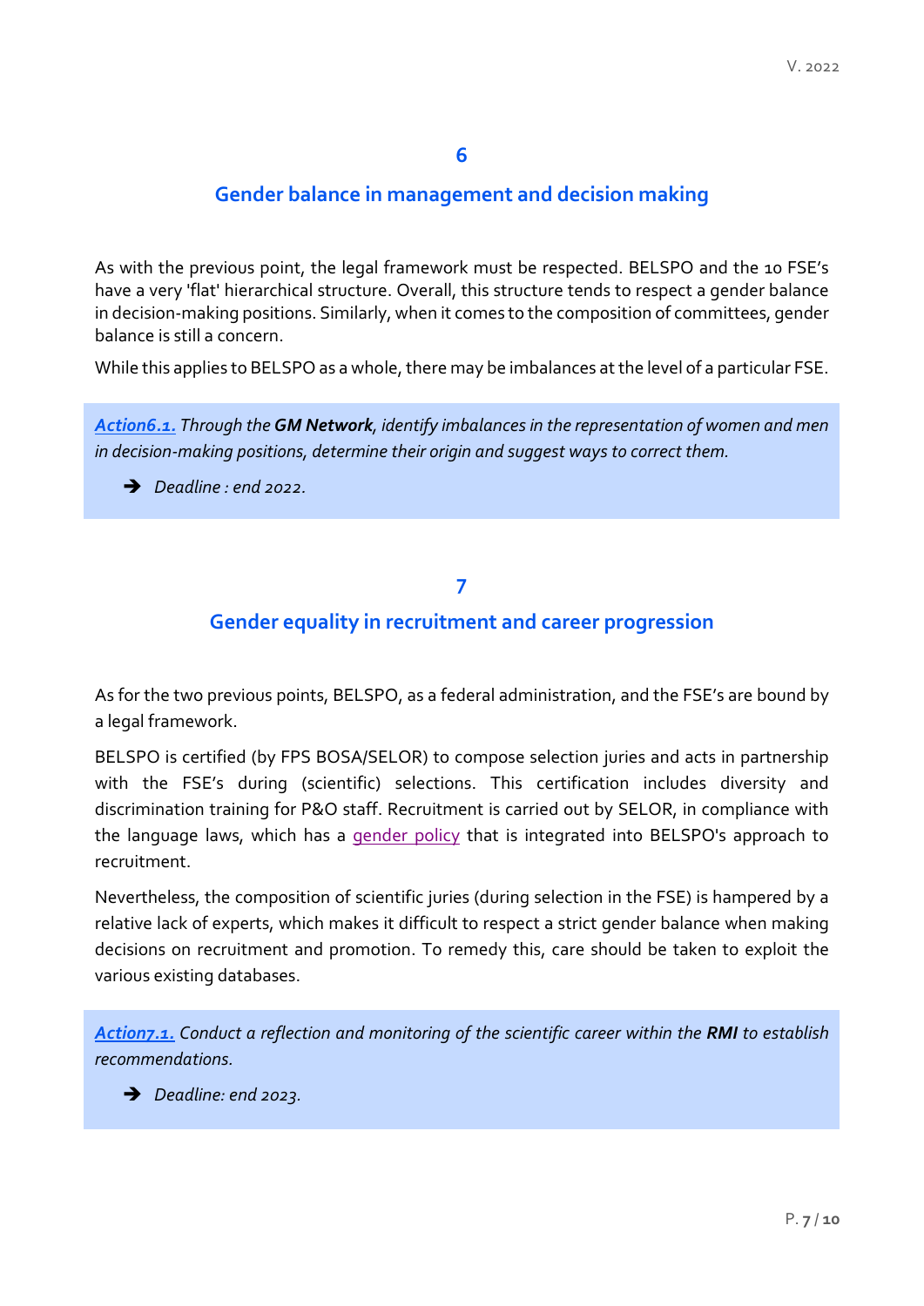## 6

## Gender balance in management and decision making

As with the previous point, the legal framework must be respected. BELSPO and the 10 FSE's have a very 'flat' hierarchical structure. Overall, this structure tends to respect a gender balance in decision-making positions. Similarly, when it comes to the composition of committees, gender balance is still a concern.

While this applies to BELSPO as a whole, there may be imbalances at the level of a particular FSE.

***Action6.1.*** *Through the **GM Network**, identify imbalances in the representation of women and men in decision-making positions, determine their origin and suggest ways to correct them.*

➔ *Deadline : end 2022.*

## 7

## Gender equality in recruitment and career progression

As for the two previous points, BELSPO, as a federal administration, and the FSE's are bound by a legal framework.

BELSPO is certified (by FPS BOSA/SELOR) to compose selection juries and acts in partnership with the FSE's during (scientific) selections. This certification includes diversity and discrimination training for P&O staff. Recruitment is carried out by SELOR, in compliance with the language laws, which has a gender policy that is integrated into BELSPO's approach to recruitment.

Nevertheless, the composition of scientific juries (during selection in the FSE) is hampered by a relative lack of experts, which makes it difficult to respect a strict gender balance when making decisions on recruitment and promotion. To remedy this, care should be taken to exploit the various existing databases.

***Action7.1.*** *Conduct a reflection and monitoring of the scientific career within the **RMI** to establish recommendations.*

➔ *Deadline: end 2023.*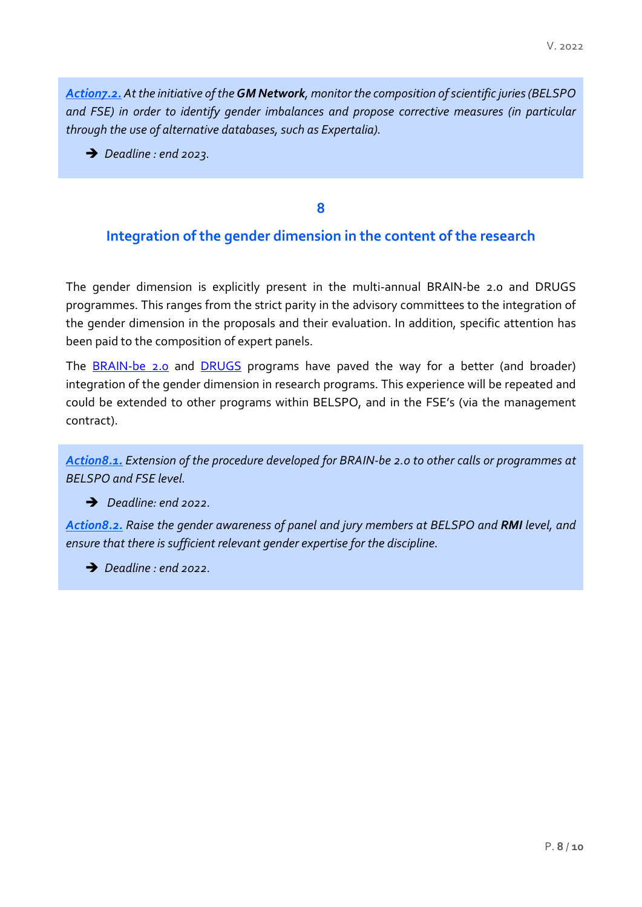***Action7.2.*** *At the initiative of the* ***GM Network****, monitor the composition of scientific juries (BELSPO and FSE) in order to identify gender imbalances and propose corrective measures (in particular through the use of alternative databases, such as Expertalia).*

➔ *Deadline : end 2023.*

## 8

## Integration of the gender dimension in the content of the research

The gender dimension is explicitly present in the multi-annual BRAIN-be 2.0 and DRUGS programmes. This ranges from the strict parity in the advisory committees to the integration of the gender dimension in the proposals and their evaluation. In addition, specific attention has been paid to the composition of expert panels.

The BRAIN-be 2.0 and DRUGS programs have paved the way for a better (and broader) integration of the gender dimension in research programs. This experience will be repeated and could be extended to other programs within BELSPO, and in the FSE's (via the management contract).

***Action8.1.*** *Extension of the procedure developed for BRAIN-be 2.0 to other calls or programmes at BELSPO and FSE level.*

➔ *Deadline: end 2022.*

***Action8.2.*** *Raise the gender awareness of panel and jury members at BELSPO and* ***RMI*** *level, and ensure that there is sufficient relevant gender expertise for the discipline.*

➔ *Deadline : end 2022.*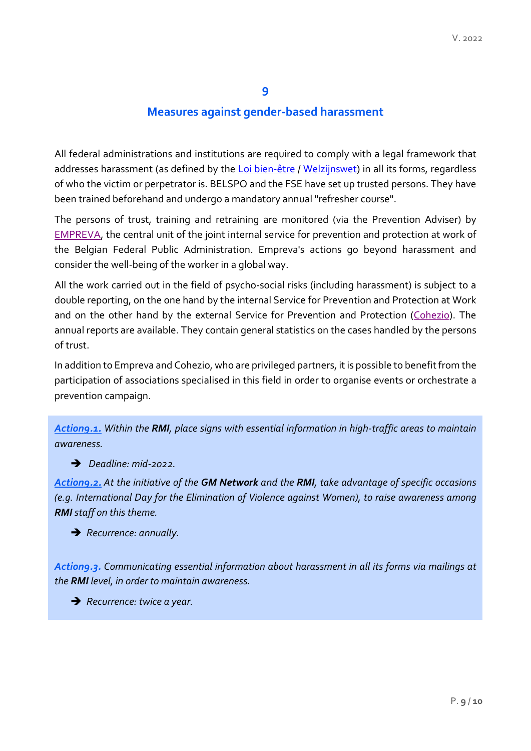# 9

## Measures against gender-based harassment

All federal administrations and institutions are required to comply with a legal framework that addresses harassment (as defined by the Loi bien-être / Welzijnswet) in all its forms, regardless of who the victim or perpetrator is. BELSPO and the FSE have set up trusted persons. They have been trained beforehand and undergo a mandatory annual "refresher course".

The persons of trust, training and retraining are monitored (via the Prevention Adviser) by EMPREVA, the central unit of the joint internal service for prevention and protection at work of the Belgian Federal Public Administration. Empreva's actions go beyond harassment and consider the well-being of the worker in a global way.

All the work carried out in the field of psycho-social risks (including harassment) is subject to a double reporting, on the one hand by the internal Service for Prevention and Protection at Work and on the other hand by the external Service for Prevention and Protection (Cohezio). The annual reports are available. They contain general statistics on the cases handled by the persons of trust.

In addition to Empreva and Cohezio, who are privileged partners, it is possible to benefit from the participation of associations specialised in this field in order to organise events or orchestrate a prevention campaign.

***Action9.1.*** *Within the **RMI**, place signs with essential information in high-traffic areas to maintain awareness.*

- ➔ *Deadline: mid-2022.*

***Action9.2.*** *At the initiative of the **GM Network** and the **RMI**, take advantage of specific occasions (e.g. International Day for the Elimination of Violence against Women), to raise awareness among **RMI** staff on this theme.*

- ➔ *Recurrence: annually.*

***Action9.3.*** *Communicating essential information about harassment in all its forms via mailings at the **RMI** level, in order to maintain awareness.*

- ➔ *Recurrence: twice a year.*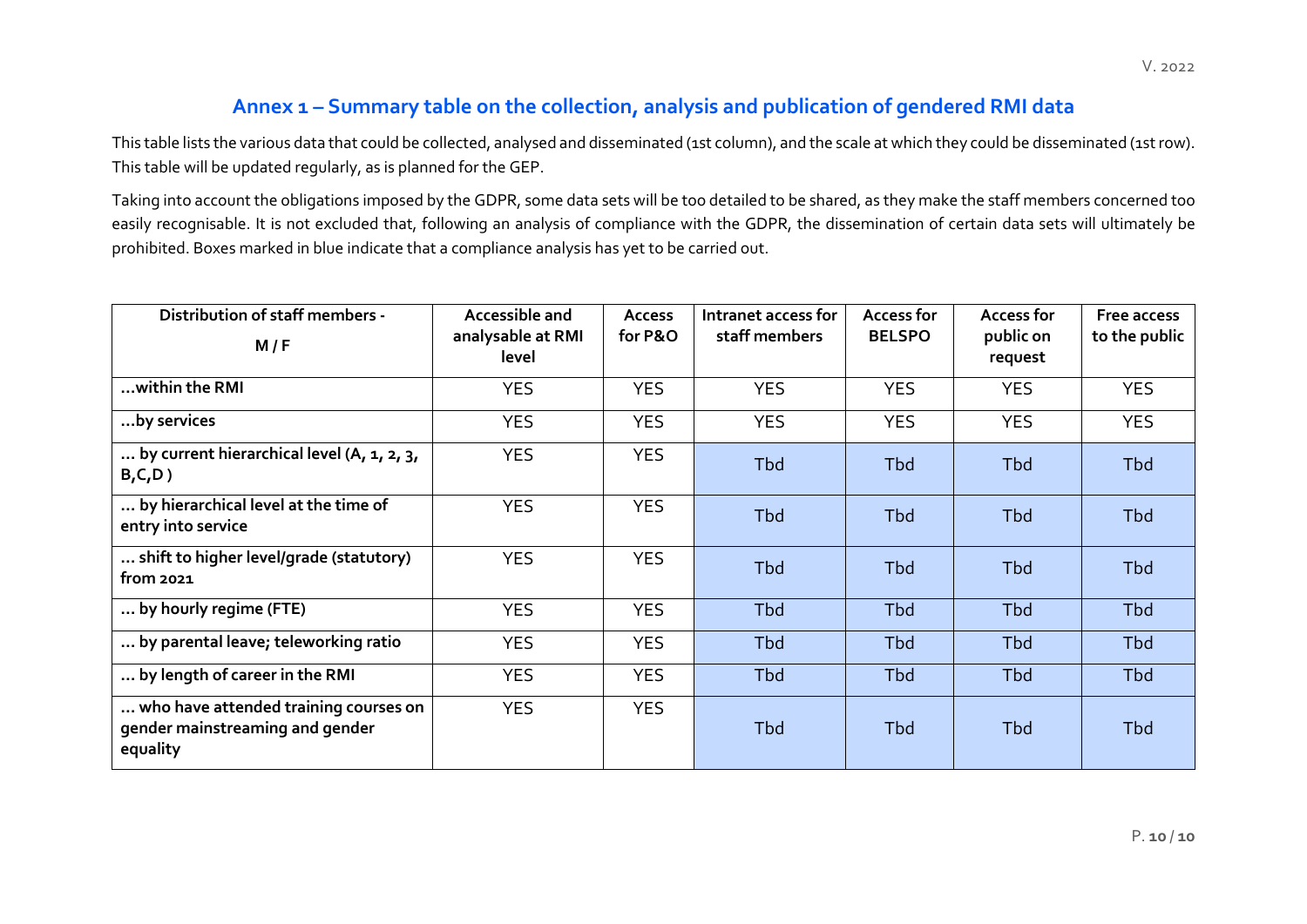## Annex 1 – Summary table on the collection, analysis and publication of gendered RMI data

This table lists the various data that could be collected, analysed and disseminated (1st column), and the scale at which they could be disseminated (1st row). This table will be updated regularly, as is planned for the GEP.

Taking into account the obligations imposed by the GDPR, some data sets will be too detailed to be shared, as they make the staff members concerned too easily recognisable. It is not excluded that, following an analysis of compliance with the GDPR, the dissemination of certain data sets will ultimately be prohibited. Boxes marked in blue indicate that a compliance analysis has yet to be carried out.

| Distribution of staff members - M / F | Accessible and analysable at RMI level | Access for P&O | Intranet access for staff members | Access for BELSPO | Access for public on request | Free access to the public |
|---|---|---|---|---|---|---|
| **…within the RMI** | YES | YES | YES | YES | YES | YES |
| **…by services** | YES | YES | YES | YES | YES | YES |
| **… by current hierarchical level (A, 1, 2, 3, B,C,D )** | YES | YES | Tbd | Tbd | Tbd | Tbd |
| **… by hierarchical level at the time of entry into service** | YES | YES | Tbd | Tbd | Tbd | Tbd |
| **… shift to higher level/grade (statutory) from 2021** | YES | YES | Tbd | Tbd | Tbd | Tbd |
| **… by hourly regime (FTE)** | YES | YES | Tbd | Tbd | Tbd | Tbd |
| **… by parental leave; teleworking ratio** | YES | YES | Tbd | Tbd | Tbd | Tbd |
| **… by length of career in the RMI** | YES | YES | Tbd | Tbd | Tbd | Tbd |
| **… who have attended training courses on gender mainstreaming and gender equality** | YES | YES | Tbd | Tbd | Tbd | Tbd |